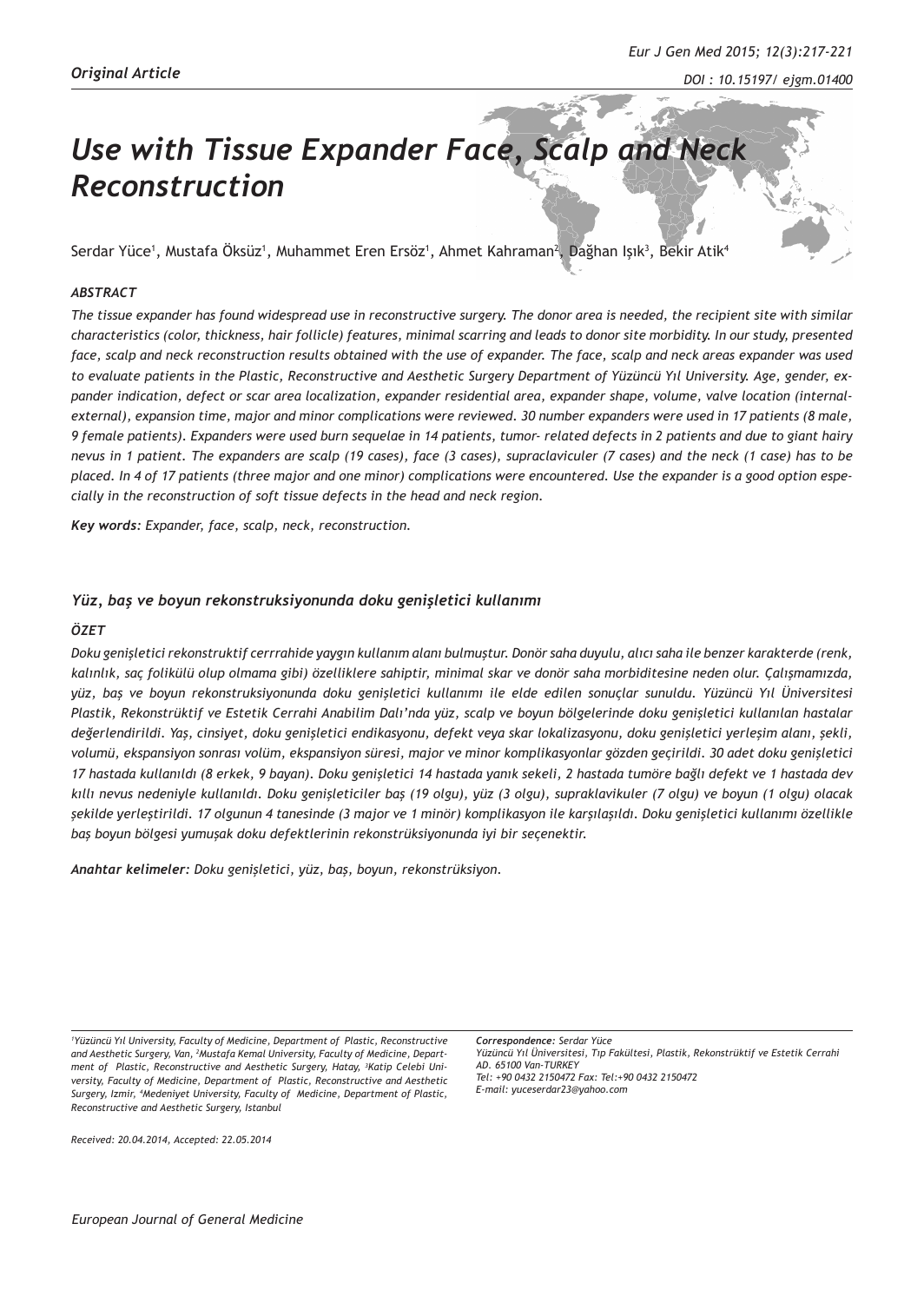*Original Article*

# *Use with Tissue Expander Face, Scalp and Neck Reconstruction*

Serdar Yüce[1], Mustafa Öksüz[1], Muhammet Eren Ersöz[1], Ahmet Kahraman[2], Dağhan Işık[3], Bekir Atik[4]

### *ABSTRACT*

*The tissue expander has found widespread use in reconstructive surgery. The donor area is needed, the recipient site with similar characteristics (color, thickness, hair follicle) features, minimal scarring and leads to donor site morbidity. In our study, presented face, scalp and neck reconstruction results obtained with the use of expander. The face, scalp and neck areas expander was used to evaluate patients in the Plastic, Reconstructive and Aesthetic Surgery Department of Yüzüncü Yıl University. Age, gender, expander indication, defect or scar area localization, expander residential area, expander shape, volume, valve location (internal-external), expansion time, major and minor complications were reviewed. 30 number expanders were used in 17 patients (8 male, 9 female patients). Expanders were used burn sequelae in 14 patients, tumor- related defects in 2 patients and due to giant hairy nevus in 1 patient. The expanders are scalp (19 cases), face (3 cases), supraclaviculer (7 cases) and the neck (1 case) has to be placed. In 4 of 17 patients (three major and one minor) complications were encountered. Use the expander is a good option especially in the reconstruction of soft tissue defects in the head and neck region.*

***Key words:*** *Expander, face, scalp, neck, reconstruction.*

### *Yüz, baş ve boyun rekonstruksiyonunda doku genişletici kullanımı*

### *ÖZET*

*Doku genişletici rekonstruktif cerrrahide yaygın kullanım alanı bulmuştur. Donör saha duyulu, alıcı saha ile benzer karakterde (renk, kalınlık, saç folikülü olup olmama gibi) özelliklere sahiptir, minimal skar ve donör saha morbiditesine neden olur. Çalışmamızda, yüz, baş ve boyun rekonstruksiyonunda doku genişletici kullanımı ile elde edilen sonuçlar sunuldu. Yüzüncü Yıl Üniversitesi Plastik, Rekonstrüktif ve Estetik Cerrahi Anabilim Dalı'nda yüz, scalp ve boyun bölgelerinde doku genişletici kullanılan hastalar değerlendirildi. Yaş, cinsiyet, doku genişletici endikasyonu, defekt veya skar lokalizasyonu, doku genişletici yerleşim alanı, şekli, volumü, ekspansiyon sonrası volüm, ekspansiyon süresi, major ve minor komplikasyonlar gözden geçirildi. 30 adet doku genişletici 17 hastada kullanıldı (8 erkek, 9 bayan). Doku genişletici 14 hastada yanık sekeli, 2 hastada tumöre bağlı defekt ve 1 hastada dev kıllı nevus nedeniyle kullanıldı. Doku genişleticiler baş (19 olgu), yüz (3 olgu), supraklavikuler (7 olgu) ve boyun (1 olgu) olacak şekilde yerleştirildi. 17 olgunun 4 tanesinde (3 major ve 1 minör) komplikasyon ile karşılaşıldı. Doku genişletici kullanımı özellikle baş boyun bölgesi yumuşak doku defektlerinin rekonstrüksiyonunda iyi bir seçenektir.*

***Anahtar kelimeler:*** *Doku genişletici, yüz, baş, boyun, rekonstrüksiyon.*

*[1]Yüzüncü Yıl University, Faculty of Medicine, Department of Plastic, Reconstructive and Aesthetic Surgery, Van, [2]Mustafa Kemal University, Faculty of Medicine, Department of Plastic, Reconstructive and Aesthetic Surgery, Hatay, [3]Katip Celebi University, Faculty of Medicine, Department of Plastic, Reconstructive and Aesthetic Surgery, Izmir, [4]Medeniyet University, Faculty of Medicine, Department of Plastic, Reconstructive and Aesthetic Surgery, Istanbul*

***Correspondence:*** *Serdar Yüce*
*Yüzüncü Yıl Üniversitesi, Tıp Fakültesi, Plastik, Rekonstrüktif ve Estetik Cerrahi AD. 65100 Van-TURKEY*
*Tel: +90 0432 2150472 Fax: Tel:+90 0432 2150472*
*E-mail: yuceserdar23@yahoo.com*

*Received: 20.04.2014, Accepted: 22.05.2014*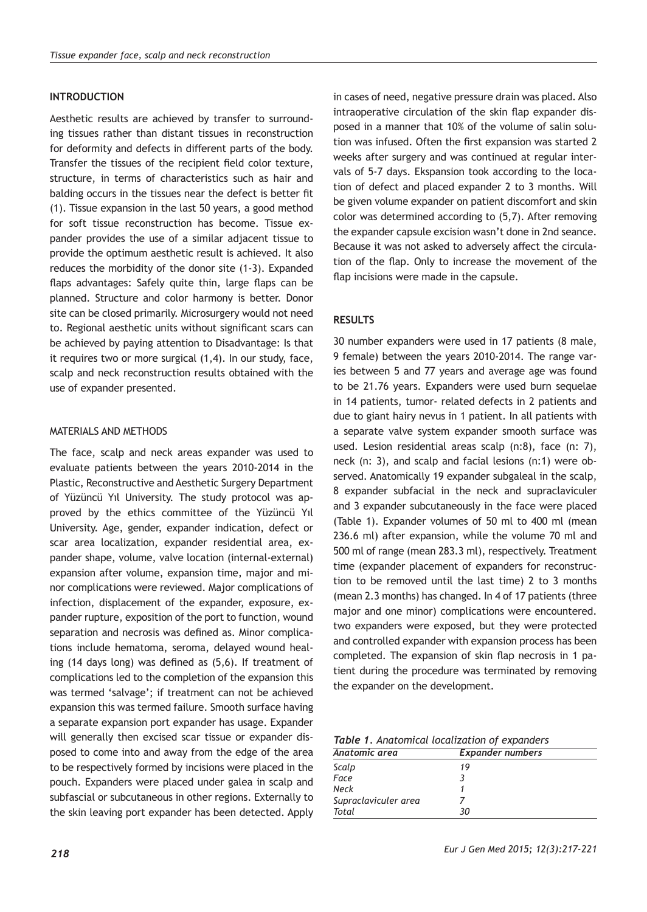## INTRODUCTION

Aesthetic results are achieved by transfer to surrounding tissues rather than distant tissues in reconstruction for deformity and defects in different parts of the body. Transfer the tissues of the recipient field color texture, structure, in terms of characteristics such as hair and balding occurs in the tissues near the defect is better fit (1). Tissue expansion in the last 50 years, a good method for soft tissue reconstruction has become. Tissue expander provides the use of a similar adjacent tissue to provide the optimum aesthetic result is achieved. It also reduces the morbidity of the donor site (1-3). Expanded flaps advantages: Safely quite thin, large flaps can be planned. Structure and color harmony is better. Donor site can be closed primarily. Microsurgery would not need to. Regional aesthetic units without significant scars can be achieved by paying attention to Disadvantage: Is that it requires two or more surgical (1,4). In our study, face, scalp and neck reconstruction results obtained with the use of expander presented.

## MATERIALS AND METHODS

The face, scalp and neck areas expander was used to evaluate patients between the years 2010-2014 in the Plastic, Reconstructive and Aesthetic Surgery Department of Yüzüncü Yıl University. The study protocol was approved by the ethics committee of the Yüzüncü Yıl University. Age, gender, expander indication, defect or scar area localization, expander residential area, expander shape, volume, valve location (internal-external) expansion after volume, expansion time, major and minor complications were reviewed. Major complications of infection, displacement of the expander, exposure, expander rupture, exposition of the port to function, wound separation and necrosis was defined as. Minor complications include hematoma, seroma, delayed wound healing (14 days long) was defined as (5,6). If treatment of complications led to the completion of the expansion this was termed 'salvage'; if treatment can not be achieved expansion this was termed failure. Smooth surface having a separate expansion port expander has usage. Expander will generally then excised scar tissue or expander disposed to come into and away from the edge of the area to be respectively formed by incisions were placed in the pouch. Expanders were placed under galea in scalp and subfascial or subcutaneous in other regions. Externally to the skin leaving port expander has been detected. Apply in cases of need, negative pressure drain was placed. Also intraoperative circulation of the skin flap expander disposed in a manner that 10% of the volume of salin solution was infused. Often the first expansion was started 2 weeks after surgery and was continued at regular intervals of 5-7 days. Ekspansion took according to the location of defect and placed expander 2 to 3 months. Will be given volume expander on patient discomfort and skin color was determined according to (5,7). After removing the expander capsule excision wasn't done in 2nd seance. Because it was not asked to adversely affect the circulation of the flap. Only to increase the movement of the flap incisions were made in the capsule.

## RESULTS

30 number expanders were used in 17 patients (8 male, 9 female) between the years 2010-2014. The range varies between 5 and 77 years and average age was found to be 21.76 years. Expanders were used burn sequelae in 14 patients, tumor- related defects in 2 patients and due to giant hairy nevus in 1 patient. In all patients with a separate valve system expander smooth surface was used. Lesion residential areas scalp (n:8), face (n: 7), neck (n: 3), and scalp and facial lesions (n:1) were observed. Anatomically 19 expander subgaleal in the scalp, 8 expander subfacial in the neck and supraclaviculer and 3 expander subcutaneously in the face were placed (Table 1). Expander volumes of 50 ml to 400 ml (mean 236.6 ml) after expansion, while the volume 70 ml and 500 ml of range (mean 283.3 ml), respectively. Treatment time (expander placement of expanders for reconstruction to be removed until the last time) 2 to 3 months (mean 2.3 months) has changed. In 4 of 17 patients (three major and one minor) complications were encountered. two expanders were exposed, but they were protected and controlled expander with expansion process has been completed. The expansion of skin flap necrosis in 1 patient during the procedure was terminated by removing the expander on the development.

*Table 1. Anatomical localization of expanders*

| Anatomic area | Expander numbers |
|---|---|
| Scalp | 19 |
| Face | 3 |
| Neck | 1 |
| Supraclaviculer area | 7 |
| Total | 30 |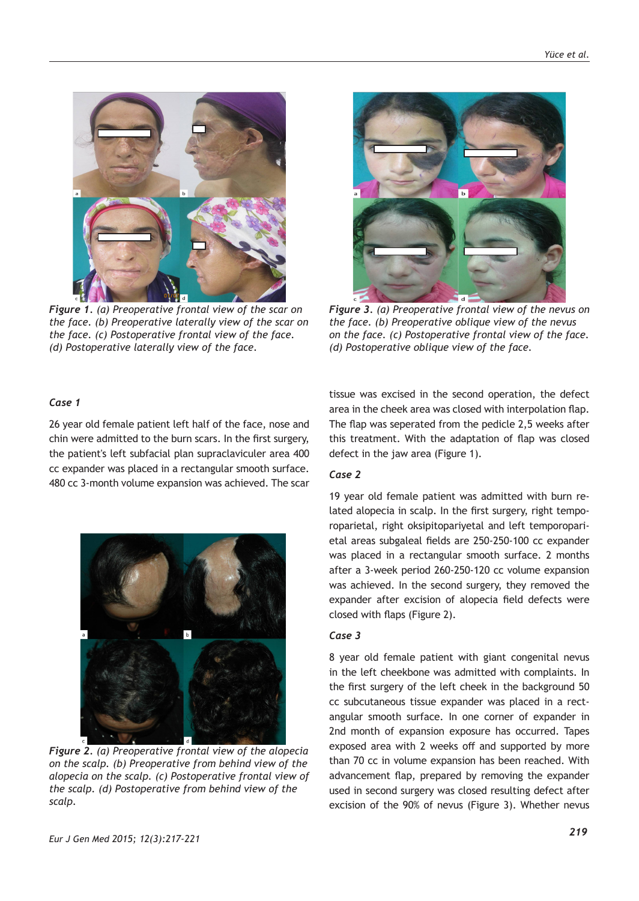*Figure 1. (a) Preoperative frontal view of the scar on the face. (b) Preoperative laterally view of the scar on the face. (c) Postoperative frontal view of the face. (d) Postoperative laterally view of the face.*

*Figure 3. (a) Preoperative frontal view of the nevus on the face. (b) Preoperative oblique view of the nevus on the face. (c) Postoperative frontal view of the face. (d) Postoperative oblique view of the face.*

### Case 1

26 year old female patient left half of the face, nose and chin were admitted to the burn scars. In the first surgery, the patient's left subfacial plan supraclaviculer area 400 cc expander was placed in a rectangular smooth surface. 480 cc 3-month volume expansion was achieved. The scar tissue was excised in the second operation, the defect area in the cheek area was closed with interpolation flap. The flap was seperated from the pedicle 2,5 weeks after this treatment. With the adaptation of flap was closed defect in the jaw area (Figure 1).

*Figure 2. (a) Preoperative frontal view of the alopecia on the scalp. (b) Preoperative from behind view of the alopecia on the scalp. (c) Postoperative frontal view of the scalp. (d) Postoperative from behind view of the scalp.*

### Case 2

19 year old female patient was admitted with burn related alopecia in scalp. In the first surgery, right temporoparietal, right oksipitopariyetal and left temporoparietal areas subgaleal fields are 250-250-100 cc expander was placed in a rectangular smooth surface. 2 months after a 3-week period 260-250-120 cc volume expansion was achieved. In the second surgery, they removed the expander after excision of alopecia field defects were closed with flaps (Figure 2).

### Case 3

8 year old female patient with giant congenital nevus in the left cheekbone was admitted with complaints. In the first surgery of the left cheek in the background 50 cc subcutaneous tissue expander was placed in a rectangular smooth surface. In one corner of expander in 2nd month of expansion exposure has occurred. Tapes exposed area with 2 weeks off and supported by more than 70 cc in volume expansion has been reached. With advancement flap, prepared by removing the expander used in second surgery was closed resulting defect after excision of the 90% of nevus (Figure 3). Whether nevus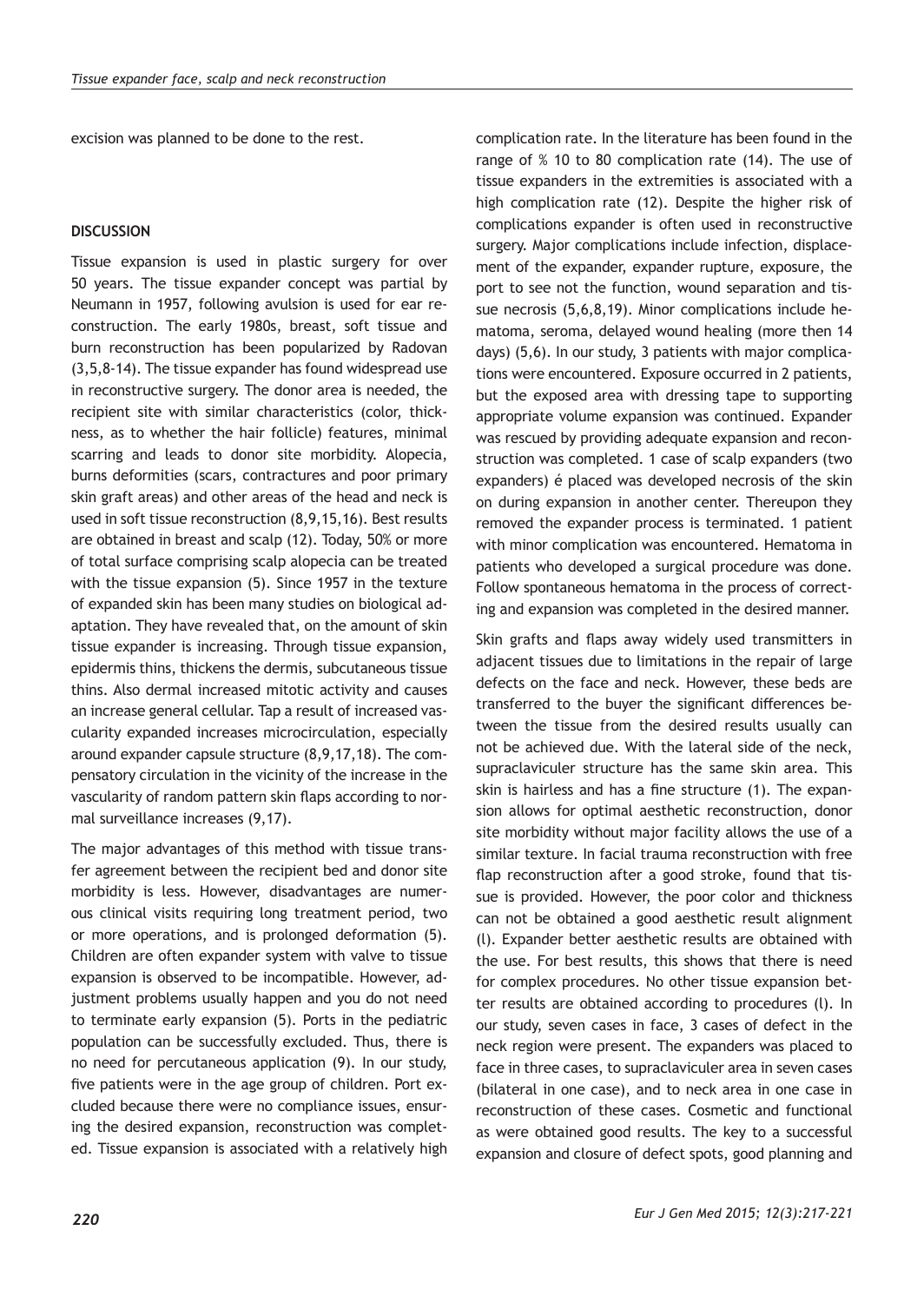excision was planned to be done to the rest.

## DISCUSSION

Tissue expansion is used in plastic surgery for over 50 years. The tissue expander concept was partial by Neumann in 1957, following avulsion is used for ear reconstruction. The early 1980s, breast, soft tissue and burn reconstruction has been popularized by Radovan (3,5,8-14). The tissue expander has found widespread use in reconstructive surgery. The donor area is needed, the recipient site with similar characteristics (color, thickness, as to whether the hair follicle) features, minimal scarring and leads to donor site morbidity. Alopecia, burns deformities (scars, contractures and poor primary skin graft areas) and other areas of the head and neck is used in soft tissue reconstruction (8,9,15,16). Best results are obtained in breast and scalp (12). Today, 50% or more of total surface comprising scalp alopecia can be treated with the tissue expansion (5). Since 1957 in the texture of expanded skin has been many studies on biological adaptation. They have revealed that, on the amount of skin tissue expander is increasing. Through tissue expansion, epidermis thins, thickens the dermis, subcutaneous tissue thins. Also dermal increased mitotic activity and causes an increase general cellular. Tap a result of increased vascularity expanded increases microcirculation, especially around expander capsule structure (8,9,17,18). The compensatory circulation in the vicinity of the increase in the vascularity of random pattern skin flaps according to normal surveillance increases (9,17).

The major advantages of this method with tissue transfer agreement between the recipient bed and donor site morbidity is less. However, disadvantages are numerous clinical visits requiring long treatment period, two or more operations, and is prolonged deformation (5). Children are often expander system with valve to tissue expansion is observed to be incompatible. However, adjustment problems usually happen and you do not need to terminate early expansion (5). Ports in the pediatric population can be successfully excluded. Thus, there is no need for percutaneous application (9). In our study, five patients were in the age group of children. Port excluded because there were no compliance issues, ensuring the desired expansion, reconstruction was completed. Tissue expansion is associated with a relatively high complication rate. In the literature has been found in the range of % 10 to 80 complication rate (14). The use of tissue expanders in the extremities is associated with a high complication rate (12). Despite the higher risk of complications expander is often used in reconstructive surgery. Major complications include infection, displacement of the expander, expander rupture, exposure, the port to see not the function, wound separation and tissue necrosis (5,6,8,19). Minor complications include hematoma, seroma, delayed wound healing (more then 14 days) (5,6). In our study, 3 patients with major complications were encountered. Exposure occurred in 2 patients, but the exposed area with dressing tape to supporting appropriate volume expansion was continued. Expander was rescued by providing adequate expansion and reconstruction was completed. 1 case of scalp expanders (two expanders) é placed was developed necrosis of the skin on during expansion in another center. Thereupon they removed the expander process is terminated. 1 patient with minor complication was encountered. Hematoma in patients who developed a surgical procedure was done. Follow spontaneous hematoma in the process of correcting and expansion was completed in the desired manner.

Skin grafts and flaps away widely used transmitters in adjacent tissues due to limitations in the repair of large defects on the face and neck. However, these beds are transferred to the buyer the significant differences between the tissue from the desired results usually can not be achieved due. With the lateral side of the neck, supraclaviculer structure has the same skin area. This skin is hairless and has a fine structure (1). The expansion allows for optimal aesthetic reconstruction, donor site morbidity without major facility allows the use of a similar texture. In facial trauma reconstruction with free flap reconstruction after a good stroke, found that tissue is provided. However, the poor color and thickness can not be obtained a good aesthetic result alignment (l). Expander better aesthetic results are obtained with the use. For best results, this shows that there is need for complex procedures. No other tissue expansion better results are obtained according to procedures (l). In our study, seven cases in face, 3 cases of defect in the neck region were present. The expanders was placed to face in three cases, to supraclaviculer area in seven cases (bilateral in one case), and to neck area in one case in reconstruction of these cases. Cosmetic and functional as were obtained good results. The key to a successful expansion and closure of defect spots, good planning and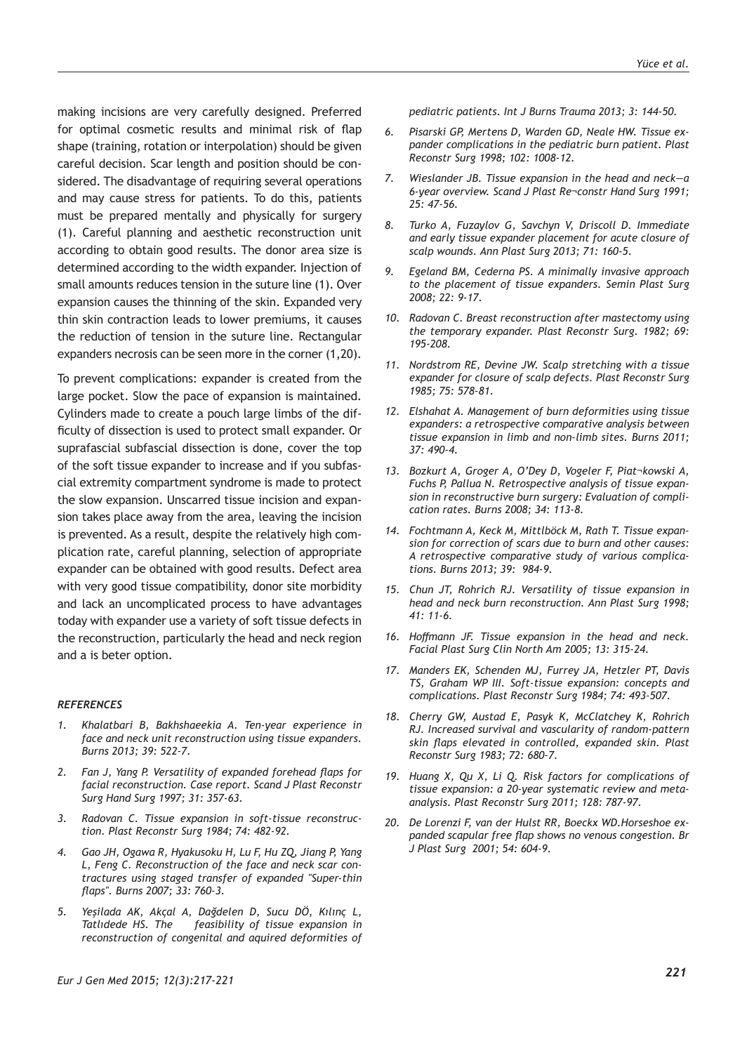making incisions are very carefully designed. Preferred for optimal cosmetic results and minimal risk of flap shape (training, rotation or interpolation) should be given careful decision. Scar length and position should be considered. The disadvantage of requiring several operations and may cause stress for patients. To do this, patients must be prepared mentally and physically for surgery (1). Careful planning and aesthetic reconstruction unit according to obtain good results. The donor area size is determined according to the width expander. Injection of small amounts reduces tension in the suture line (1). Over expansion causes the thinning of the skin. Expanded very thin skin contraction leads to lower premiums, it causes the reduction of tension in the suture line. Rectangular expanders necrosis can be seen more in the corner (1,20).

To prevent complications: expander is created from the large pocket. Slow the pace of expansion is maintained. Cylinders made to create a pouch large limbs of the difficulty of dissection is used to protect small expander. Or suprafascial subfascial dissection is done, cover the top of the soft tissue expander to increase and if you subfascial extremity compartment syndrome is made to protect the slow expansion. Unscarred tissue incision and expansion takes place away from the area, leaving the incision is prevented. As a result, despite the relatively high complication rate, careful planning, selection of appropriate expander can be obtained with good results. Defect area with very good tissue compatibility, donor site morbidity and lack an uncomplicated process to have advantages today with expander use a variety of soft tissue defects in the reconstruction, particularly the head and neck region and a is beter option.

### *REFERENCES*

1. *Khalatbari B, Bakhshaeekia A. Ten-year experience in face and neck unit reconstruction using tissue expanders. Burns 2013; 39: 522-7.*
2. *Fan J, Yang P. Versatility of expanded forehead flaps for facial reconstruction. Case report. Scand J Plast Reconstr Surg Hand Surg 1997; 31: 357-63.*
3. *Radovan C. Tissue expansion in soft-tissue reconstruction. Plast Reconstr Surg 1984; 74: 482-92.*
4. *Gao JH, Ogawa R, Hyakusoku H, Lu F, Hu ZQ, Jiang P, Yang L, Feng C. Reconstruction of the face and neck scar contractures using staged transfer of expanded "Super-thin flaps". Burns 2007; 33: 760-3.*
5. *Yeşilada AK, Akçal A, Dağdelen D, Sucu DÖ, Kılınç L, Tatlıdede HS. The feasibility of tissue expansion in reconstruction of congenital and aquired deformities of pediatric patients. Int J Burns Trauma 2013; 3: 144-50.*
6. *Pisarski GP, Mertens D, Warden GD, Neale HW. Tissue expander complications in the pediatric burn patient. Plast Reconstr Surg 1998; 102: 1008-12.*
7. *Wieslander JB. Tissue expansion in the head and neck—a 6-year overview. Scand J Plast Re¬constr Hand Surg 1991; 25: 47-56.*
8. *Turko A, Fuzaylov G, Savchyn V, Driscoll D. Immediate and early tissue expander placement for acute closure of scalp wounds. Ann Plast Surg 2013; 71: 160-5.*
9. *Egeland BM, Cederna PS. A minimally invasive approach to the placement of tissue expanders. Semin Plast Surg 2008; 22: 9-17.*
10. *Radovan C. Breast reconstruction after mastectomy using the temporary expander. Plast Reconstr Surg. 1982; 69: 195-208.*
11. *Nordstrom RE, Devine JW. Scalp stretching with a tissue expander for closure of scalp defects. Plast Reconstr Surg 1985; 75: 578-81.*
12. *Elshahat A. Management of burn deformities using tissue expanders: a retrospective comparative analysis between tissue expansion in limb and non-limb sites. Burns 2011; 37: 490-4.*
13. *Bozkurt A, Groger A, O'Dey D, Vogeler F, Piat¬kowski A, Fuchs P, Pallua N. Retrospective analysis of tissue expansion in reconstructive burn surgery: Evaluation of complication rates. Burns 2008; 34: 113-8.*
14. *Fochtmann A, Keck M, Mittlböck M, Rath T. Tissue expansion for correction of scars due to burn and other causes: A retrospective comparative study of various complications. Burns 2013; 39: 984-9.*
15. *Chun JT, Rohrich RJ. Versatility of tissue expansion in head and neck burn reconstruction. Ann Plast Surg 1998; 41: 11-6.*
16. *Hoffmann JF. Tissue expansion in the head and neck. Facial Plast Surg Clin North Am 2005; 13: 315-24.*
17. *Manders EK, Schenden MJ, Furrey JA, Hetzler PT, Davis TS, Graham WP III. Soft-tissue expansion: concepts and complications. Plast Reconstr Surg 1984; 74: 493-507.*
18. *Cherry GW, Austad E, Pasyk K, McClatchey K, Rohrich RJ. Increased survival and vascularity of random-pattern skin flaps elevated in controlled, expanded skin. Plast Reconstr Surg 1983; 72: 680-7.*
19. *Huang X, Qu X, Li Q. Risk factors for complications of tissue expansion: a 20-year systematic review and meta-analysis. Plast Reconstr Surg 2011; 128: 787-97.*
20. *De Lorenzi F, van der Hulst RR, Boeckx WD.Horseshoe expanded scapular free flap shows no venous congestion. Br J Plast Surg 2001; 54: 604-9.*